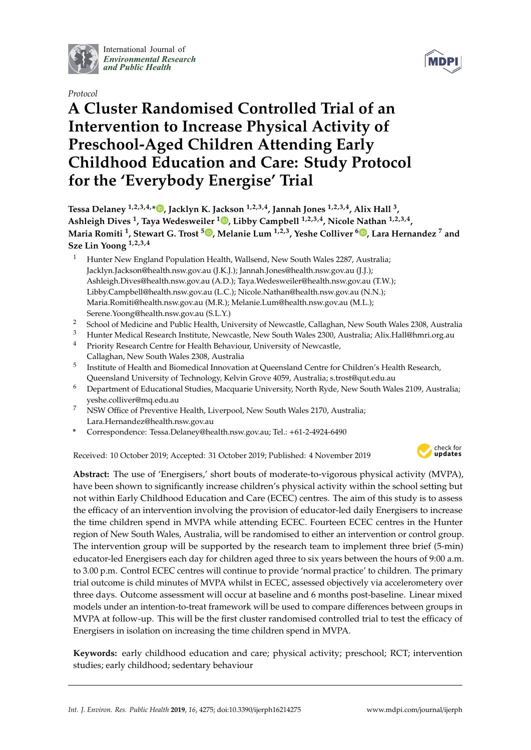*Protocol*

# A Cluster Randomised Controlled Trial of an Intervention to Increase Physical Activity of Preschool-Aged Children Attending Early Childhood Education and Care: Study Protocol for the 'Everybody Energise' Trial

**Tessa Delaney [1,2,3,4,*], Jacklyn K. Jackson [1,2,3,4], Jannah Jones [1,2,3,4], Alix Hall [3], Ashleigh Dives [1], Taya Wedesweiler [1], Libby Campbell [1,2,3,4], Nicole Nathan [1,2,3,4], Maria Romiti [1], Stewart G. Trost [5], Melanie Lum [1,2,3], Yeshe Colliver [6], Lara Hernandez [7] and Sze Lin Yoong [1,2,3,4]**

1. Hunter New England Population Health, Wallsend, New South Wales 2287, Australia; Jacklyn.Jackson@health.nsw.gov.au (J.K.J.); Jannah.Jones@health.nsw.gov.au (J.J.); Ashleigh.Dives@health.nsw.gov.au (A.D.); Taya.Wedesweiler@health.nsw.gov.au (T.W.); Libby.Campbell@health.nsw.gov.au (L.C.); Nicole.Nathan@health.nsw.gov.au (N.N.); Maria.Romiti@health.nsw.gov.au (M.R.); Melanie.Lum@health.nsw.gov.au (M.L.); Serene.Yoong@health.nsw.gov.au (S.L.Y.)
2. School of Medicine and Public Health, University of Newcastle, Callaghan, New South Wales 2308, Australia
3. Hunter Medical Research Institute, Newcastle, New South Wales 2300, Australia; Alix.Hall@hmri.org.au
4. Priority Research Centre for Health Behaviour, University of Newcastle, Callaghan, New South Wales 2308, Australia
5. Institute of Health and Biomedical Innovation at Queensland Centre for Children's Health Research, Queensland University of Technology, Kelvin Grove 4059, Australia; s.trost@qut.edu.au
6. Department of Educational Studies, Macquarie University, North Ryde, New South Wales 2109, Australia; yeshe.colliver@mq.edu.au
7. NSW Office of Preventive Health, Liverpool, New South Wales 2170, Australia; Lara.Hernandez@health.nsw.gov.au

\* Correspondence: Tessa.Delaney@health.nsw.gov.au; Tel.: +61-2-4924-6490

Received: 10 October 2019; Accepted: 31 October 2019; Published: 4 November 2019

**Abstract:** The use of 'Energisers,' short bouts of moderate-to-vigorous physical activity (MVPA), have been shown to significantly increase children's physical activity within the school setting but not within Early Childhood Education and Care (ECEC) centres. The aim of this study is to assess the efficacy of an intervention involving the provision of educator-led daily Energisers to increase the time children spend in MVPA while attending ECEC. Fourteen ECEC centres in the Hunter region of New South Wales, Australia, will be randomised to either an intervention or control group. The intervention group will be supported by the research team to implement three brief (5-min) educator-led Energisers each day for children aged three to six years between the hours of 9:00 a.m. to 3.00 p.m. Control ECEC centres will continue to provide 'normal practice' to children. The primary trial outcome is child minutes of MVPA whilst in ECEC, assessed objectively via accelerometery over three days. Outcome assessment will occur at baseline and 6 months post-baseline. Linear mixed models under an intention-to-treat framework will be used to compare differences between groups in MVPA at follow-up. This will be the first cluster randomised controlled trial to test the efficacy of Energisers in isolation on increasing the time children spend in MVPA.

**Keywords:** early childhood education and care; physical activity; preschool; RCT; intervention studies; early childhood; sedentary behaviour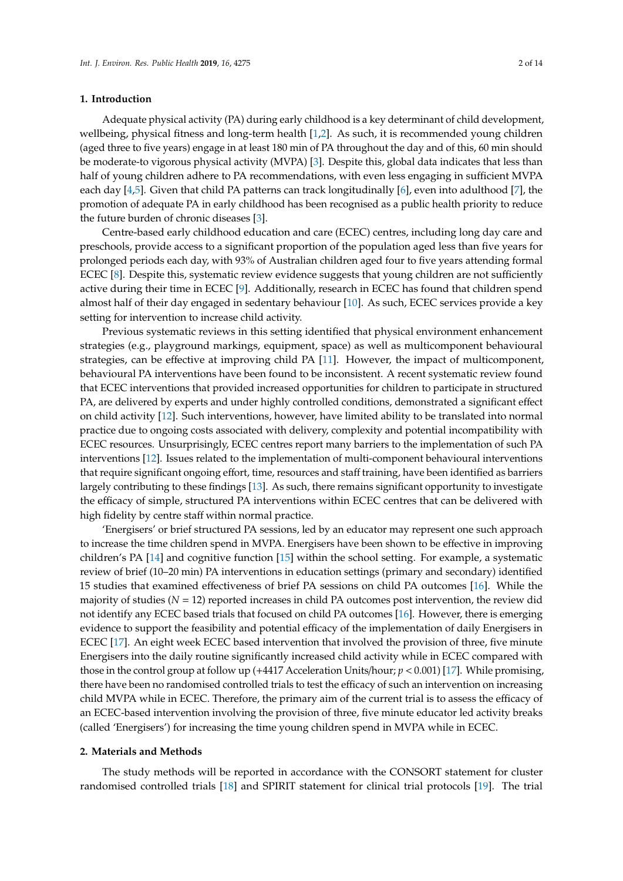## 1. Introduction

Adequate physical activity (PA) during early childhood is a key determinant of child development, wellbeing, physical fitness and long-term health [1,2]. As such, it is recommended young children (aged three to five years) engage in at least 180 min of PA throughout the day and of this, 60 min should be moderate-to vigorous physical activity (MVPA) [3]. Despite this, global data indicates that less than half of young children adhere to PA recommendations, with even less engaging in sufficient MVPA each day [4,5]. Given that child PA patterns can track longitudinally [6], even into adulthood [7], the promotion of adequate PA in early childhood has been recognised as a public health priority to reduce the future burden of chronic diseases [3].

Centre-based early childhood education and care (ECEC) centres, including long day care and preschools, provide access to a significant proportion of the population aged less than five years for prolonged periods each day, with 93% of Australian children aged four to five years attending formal ECEC [8]. Despite this, systematic review evidence suggests that young children are not sufficiently active during their time in ECEC [9]. Additionally, research in ECEC has found that children spend almost half of their day engaged in sedentary behaviour [10]. As such, ECEC services provide a key setting for intervention to increase child activity.

Previous systematic reviews in this setting identified that physical environment enhancement strategies (e.g., playground markings, equipment, space) as well as multicomponent behavioural strategies, can be effective at improving child PA [11]. However, the impact of multicomponent, behavioural PA interventions have been found to be inconsistent. A recent systematic review found that ECEC interventions that provided increased opportunities for children to participate in structured PA, are delivered by experts and under highly controlled conditions, demonstrated a significant effect on child activity [12]. Such interventions, however, have limited ability to be translated into normal practice due to ongoing costs associated with delivery, complexity and potential incompatibility with ECEC resources. Unsurprisingly, ECEC centres report many barriers to the implementation of such PA interventions [12]. Issues related to the implementation of multi-component behavioural interventions that require significant ongoing effort, time, resources and staff training, have been identified as barriers largely contributing to these findings [13]. As such, there remains significant opportunity to investigate the efficacy of simple, structured PA interventions within ECEC centres that can be delivered with high fidelity by centre staff within normal practice.

'Energisers' or brief structured PA sessions, led by an educator may represent one such approach to increase the time children spend in MVPA. Energisers have been shown to be effective in improving children's PA [14] and cognitive function [15] within the school setting. For example, a systematic review of brief (10–20 min) PA interventions in education settings (primary and secondary) identified 15 studies that examined effectiveness of brief PA sessions on child PA outcomes [16]. While the majority of studies ($N = 12$) reported increases in child PA outcomes post intervention, the review did not identify any ECEC based trials that focused on child PA outcomes [16]. However, there is emerging evidence to support the feasibility and potential efficacy of the implementation of daily Energisers in ECEC [17]. An eight week ECEC based intervention that involved the provision of three, five minute Energisers into the daily routine significantly increased child activity while in ECEC compared with those in the control group at follow up (+4417 Acceleration Units/hour; $p < 0.001$) [17]. While promising, there have been no randomised controlled trials to test the efficacy of such an intervention on increasing child MVPA while in ECEC. Therefore, the primary aim of the current trial is to assess the efficacy of an ECEC-based intervention involving the provision of three, five minute educator led activity breaks (called 'Energisers') for increasing the time young children spend in MVPA while in ECEC.

## 2. Materials and Methods

The study methods will be reported in accordance with the CONSORT statement for cluster randomised controlled trials [18] and SPIRIT statement for clinical trial protocols [19]. The trial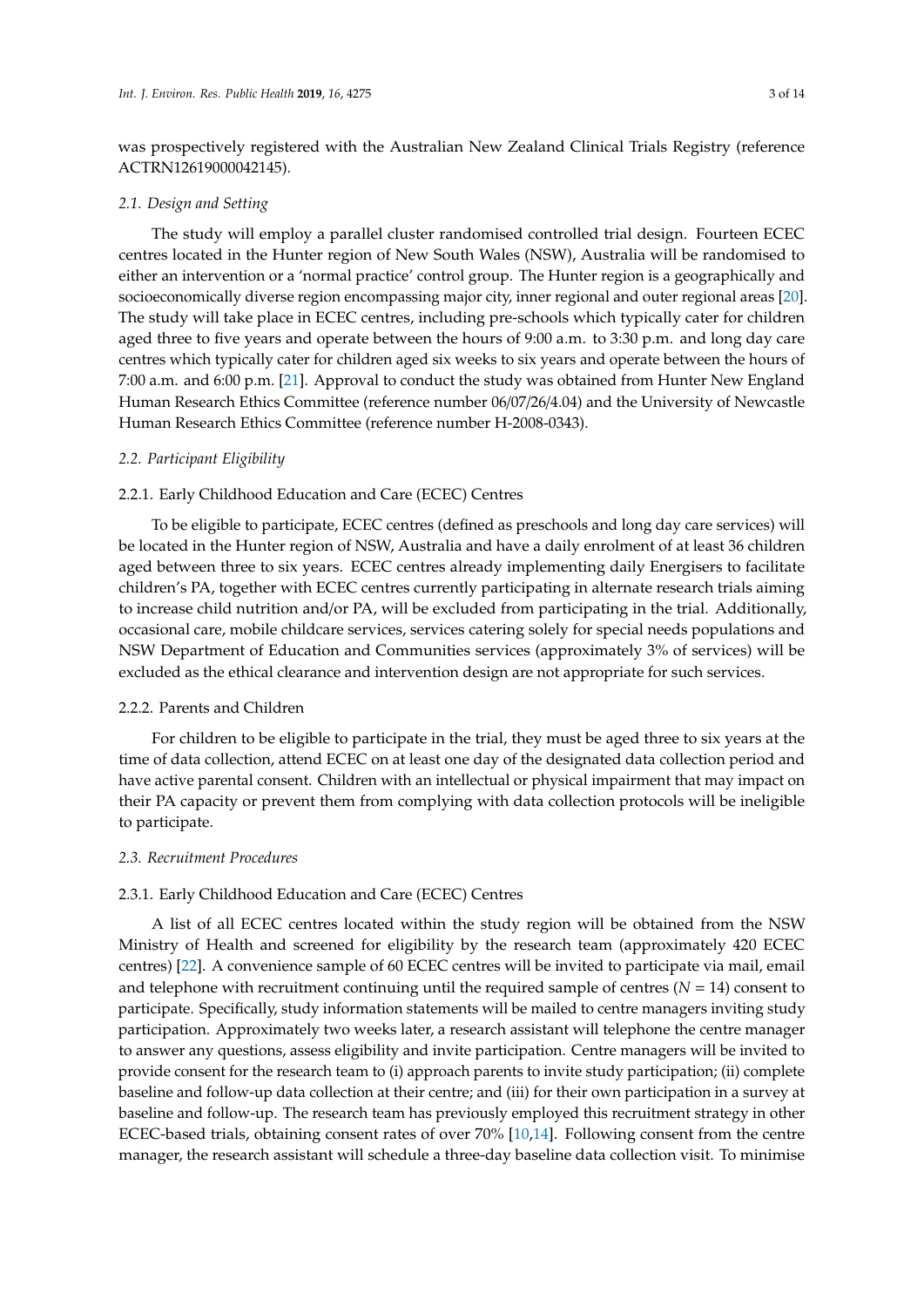was prospectively registered with the Australian New Zealand Clinical Trials Registry (reference ACTRN12619000042145).

### *2.1. Design and Setting*

The study will employ a parallel cluster randomised controlled trial design. Fourteen ECEC centres located in the Hunter region of New South Wales (NSW), Australia will be randomised to either an intervention or a 'normal practice' control group. The Hunter region is a geographically and socioeconomically diverse region encompassing major city, inner regional and outer regional areas [20]. The study will take place in ECEC centres, including pre-schools which typically cater for children aged three to five years and operate between the hours of 9:00 a.m. to 3:30 p.m. and long day care centres which typically cater for children aged six weeks to six years and operate between the hours of 7:00 a.m. and 6:00 p.m. [21]. Approval to conduct the study was obtained from Hunter New England Human Research Ethics Committee (reference number 06/07/26/4.04) and the University of Newcastle Human Research Ethics Committee (reference number H-2008-0343).

### *2.2. Participant Eligibility*

#### 2.2.1. Early Childhood Education and Care (ECEC) Centres

To be eligible to participate, ECEC centres (defined as preschools and long day care services) will be located in the Hunter region of NSW, Australia and have a daily enrolment of at least 36 children aged between three to six years. ECEC centres already implementing daily Energisers to facilitate children's PA, together with ECEC centres currently participating in alternate research trials aiming to increase child nutrition and/or PA, will be excluded from participating in the trial. Additionally, occasional care, mobile childcare services, services catering solely for special needs populations and NSW Department of Education and Communities services (approximately 3% of services) will be excluded as the ethical clearance and intervention design are not appropriate for such services.

#### 2.2.2. Parents and Children

For children to be eligible to participate in the trial, they must be aged three to six years at the time of data collection, attend ECEC on at least one day of the designated data collection period and have active parental consent. Children with an intellectual or physical impairment that may impact on their PA capacity or prevent them from complying with data collection protocols will be ineligible to participate.

### *2.3. Recruitment Procedures*

#### 2.3.1. Early Childhood Education and Care (ECEC) Centres

A list of all ECEC centres located within the study region will be obtained from the NSW Ministry of Health and screened for eligibility by the research team (approximately 420 ECEC centres) [22]. A convenience sample of 60 ECEC centres will be invited to participate via mail, email and telephone with recruitment continuing until the required sample of centres ($N = 14$) consent to participate. Specifically, study information statements will be mailed to centre managers inviting study participation. Approximately two weeks later, a research assistant will telephone the centre manager to answer any questions, assess eligibility and invite participation. Centre managers will be invited to provide consent for the research team to (i) approach parents to invite study participation; (ii) complete baseline and follow-up data collection at their centre; and (iii) for their own participation in a survey at baseline and follow-up. The research team has previously employed this recruitment strategy in other ECEC-based trials, obtaining consent rates of over 70% [10,14]. Following consent from the centre manager, the research assistant will schedule a three-day baseline data collection visit. To minimise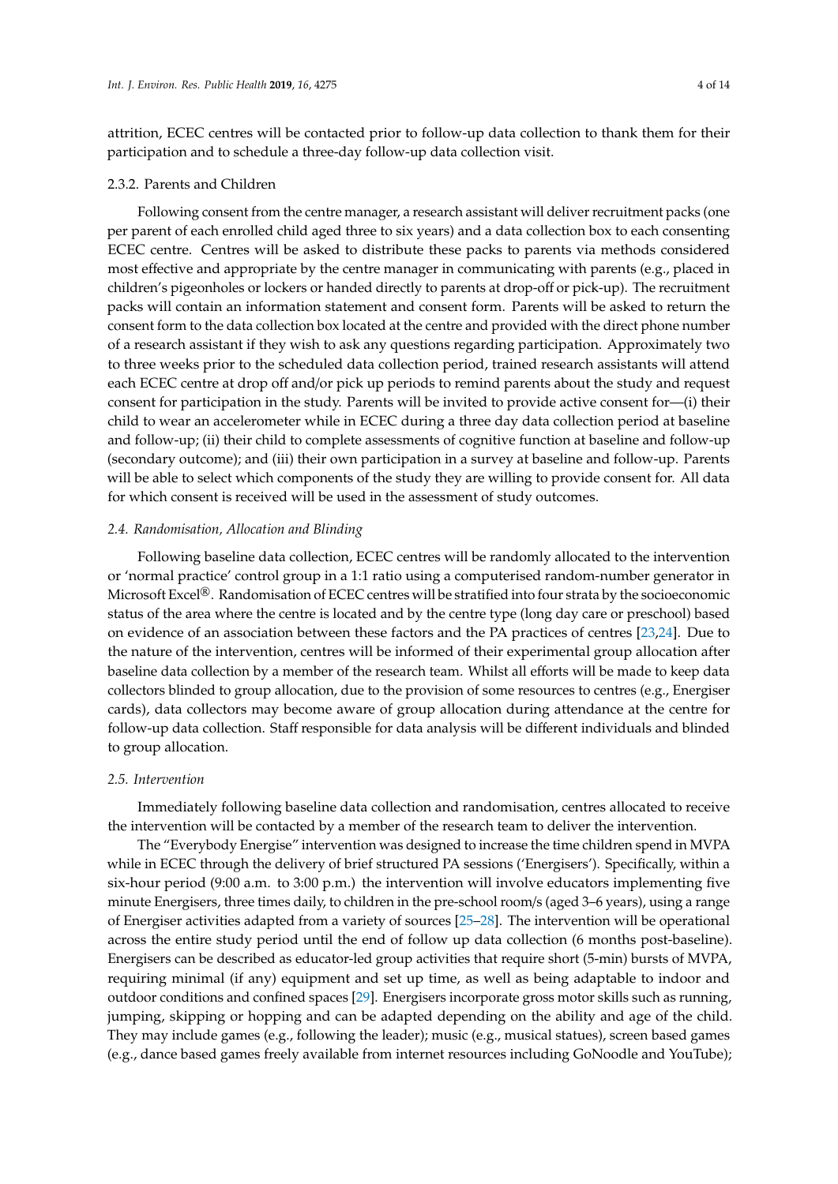attrition, ECEC centres will be contacted prior to follow-up data collection to thank them for their participation and to schedule a three-day follow-up data collection visit.

#### 2.3.2. Parents and Children

Following consent from the centre manager, a research assistant will deliver recruitment packs (one per parent of each enrolled child aged three to six years) and a data collection box to each consenting ECEC centre. Centres will be asked to distribute these packs to parents via methods considered most effective and appropriate by the centre manager in communicating with parents (e.g., placed in children's pigeonholes or lockers or handed directly to parents at drop-off or pick-up). The recruitment packs will contain an information statement and consent form. Parents will be asked to return the consent form to the data collection box located at the centre and provided with the direct phone number of a research assistant if they wish to ask any questions regarding participation. Approximately two to three weeks prior to the scheduled data collection period, trained research assistants will attend each ECEC centre at drop off and/or pick up periods to remind parents about the study and request consent for participation in the study. Parents will be invited to provide active consent for—(i) their child to wear an accelerometer while in ECEC during a three day data collection period at baseline and follow-up; (ii) their child to complete assessments of cognitive function at baseline and follow-up (secondary outcome); and (iii) their own participation in a survey at baseline and follow-up. Parents will be able to select which components of the study they are willing to provide consent for. All data for which consent is received will be used in the assessment of study outcomes.

### *2.4. Randomisation, Allocation and Blinding*

Following baseline data collection, ECEC centres will be randomly allocated to the intervention or 'normal practice' control group in a 1:1 ratio using a computerised random-number generator in Microsoft Excel®. Randomisation of ECEC centres will be stratified into four strata by the socioeconomic status of the area where the centre is located and by the centre type (long day care or preschool) based on evidence of an association between these factors and the PA practices of centres [23,24]. Due to the nature of the intervention, centres will be informed of their experimental group allocation after baseline data collection by a member of the research team. Whilst all efforts will be made to keep data collectors blinded to group allocation, due to the provision of some resources to centres (e.g., Energiser cards), data collectors may become aware of group allocation during attendance at the centre for follow-up data collection. Staff responsible for data analysis will be different individuals and blinded to group allocation.

### *2.5. Intervention*

Immediately following baseline data collection and randomisation, centres allocated to receive the intervention will be contacted by a member of the research team to deliver the intervention.

The "Everybody Energise" intervention was designed to increase the time children spend in MVPA while in ECEC through the delivery of brief structured PA sessions ('Energisers'). Specifically, within a six-hour period (9:00 a.m. to 3:00 p.m.) the intervention will involve educators implementing five minute Energisers, three times daily, to children in the pre-school room/s (aged 3–6 years), using a range of Energiser activities adapted from a variety of sources [25–28]. The intervention will be operational across the entire study period until the end of follow up data collection (6 months post-baseline). Energisers can be described as educator-led group activities that require short (5-min) bursts of MVPA, requiring minimal (if any) equipment and set up time, as well as being adaptable to indoor and outdoor conditions and confined spaces [29]. Energisers incorporate gross motor skills such as running, jumping, skipping or hopping and can be adapted depending on the ability and age of the child. They may include games (e.g., following the leader); music (e.g., musical statues), screen based games (e.g., dance based games freely available from internet resources including GoNoodle and YouTube);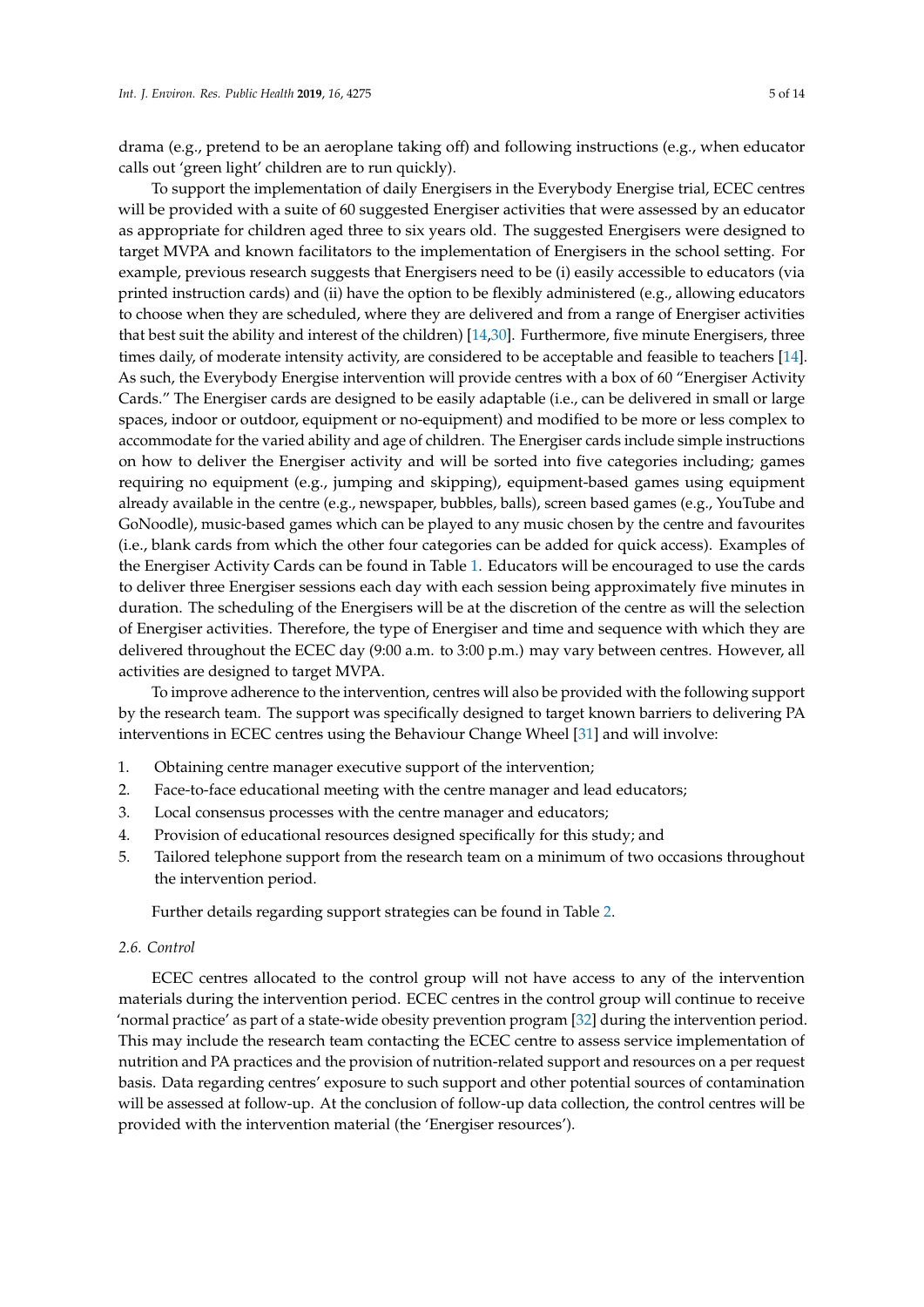drama (e.g., pretend to be an aeroplane taking off) and following instructions (e.g., when educator calls out 'green light' children are to run quickly).

To support the implementation of daily Energisers in the Everybody Energise trial, ECEC centres will be provided with a suite of 60 suggested Energiser activities that were assessed by an educator as appropriate for children aged three to six years old. The suggested Energisers were designed to target MVPA and known facilitators to the implementation of Energisers in the school setting. For example, previous research suggests that Energisers need to be (i) easily accessible to educators (via printed instruction cards) and (ii) have the option to be flexibly administered (e.g., allowing educators to choose when they are scheduled, where they are delivered and from a range of Energiser activities that best suit the ability and interest of the children) [14,30]. Furthermore, five minute Energisers, three times daily, of moderate intensity activity, are considered to be acceptable and feasible to teachers [14]. As such, the Everybody Energise intervention will provide centres with a box of 60 "Energiser Activity Cards." The Energiser cards are designed to be easily adaptable (i.e., can be delivered in small or large spaces, indoor or outdoor, equipment or no-equipment) and modified to be more or less complex to accommodate for the varied ability and age of children. The Energiser cards include simple instructions on how to deliver the Energiser activity and will be sorted into five categories including; games requiring no equipment (e.g., jumping and skipping), equipment-based games using equipment already available in the centre (e.g., newspaper, bubbles, balls), screen based games (e.g., YouTube and GoNoodle), music-based games which can be played to any music chosen by the centre and favourites (i.e., blank cards from which the other four categories can be added for quick access). Examples of the Energiser Activity Cards can be found in Table 1. Educators will be encouraged to use the cards to deliver three Energiser sessions each day with each session being approximately five minutes in duration. The scheduling of the Energisers will be at the discretion of the centre as will the selection of Energiser activities. Therefore, the type of Energiser and time and sequence with which they are delivered throughout the ECEC day (9:00 a.m. to 3:00 p.m.) may vary between centres. However, all activities are designed to target MVPA.

To improve adherence to the intervention, centres will also be provided with the following support by the research team. The support was specifically designed to target known barriers to delivering PA interventions in ECEC centres using the Behaviour Change Wheel [31] and will involve:

1. Obtaining centre manager executive support of the intervention;
2. Face-to-face educational meeting with the centre manager and lead educators;
3. Local consensus processes with the centre manager and educators;
4. Provision of educational resources designed specifically for this study; and
5. Tailored telephone support from the research team on a minimum of two occasions throughout the intervention period.

Further details regarding support strategies can be found in Table 2.

### *2.6. Control*

ECEC centres allocated to the control group will not have access to any of the intervention materials during the intervention period. ECEC centres in the control group will continue to receive 'normal practice' as part of a state-wide obesity prevention program [32] during the intervention period. This may include the research team contacting the ECEC centre to assess service implementation of nutrition and PA practices and the provision of nutrition-related support and resources on a per request basis. Data regarding centres' exposure to such support and other potential sources of contamination will be assessed at follow-up. At the conclusion of follow-up data collection, the control centres will be provided with the intervention material (the 'Energiser resources').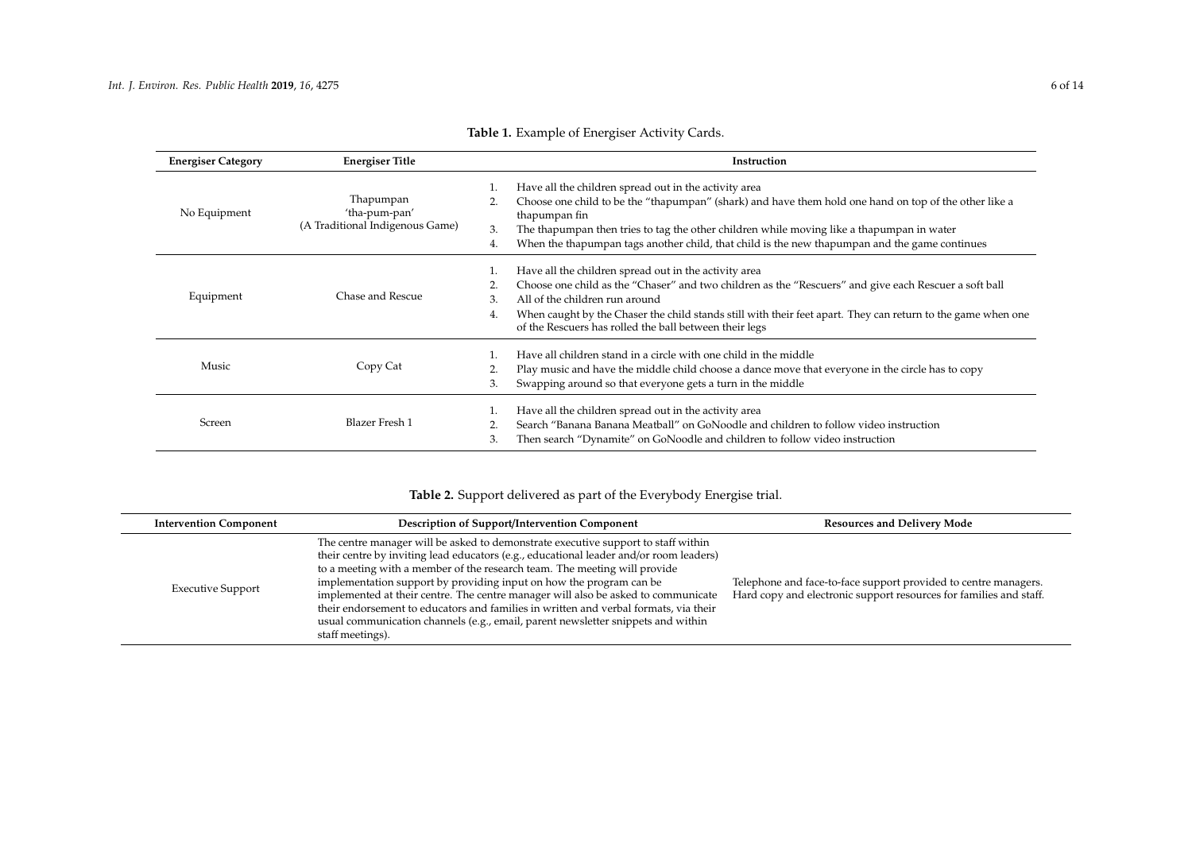**Table 1.** Example of Energiser Activity Cards.

| Energiser Category | Energiser Title | Instruction |
| --- | --- | --- |
| No Equipment | Thapumpan 'tha-pum-pan' (A Traditional Indigenous Game) | 1. Have all the children spread out in the activity area<br>2. Choose one child to be the "thapumpan" (shark) and have them hold one hand on top of the other like a thapumpan fin<br>3. The thapumpan then tries to tag the other children while moving like a thapumpan in water<br>4. When the thapumpan tags another child, that child is the new thapumpan and the game continues |
| Equipment | Chase and Rescue | 1. Have all the children spread out in the activity area<br>2. Choose one child as the "Chaser" and two children as the "Rescuers" and give each Rescuer a soft ball<br>3. All of the children run around<br>4. When caught by the Chaser the child stands still with their feet apart. They can return to the game when one of the Rescuers has rolled the ball between their legs |
| Music | Copy Cat | 1. Have all children stand in a circle with one child in the middle<br>2. Play music and have the middle child choose a dance move that everyone in the circle has to copy<br>3. Swapping around so that everyone gets a turn in the middle |
| Screen | Blazer Fresh 1 | 1. Have all the children spread out in the activity area<br>2. Search "Banana Banana Meatball" on GoNoodle and children to follow video instruction<br>3. Then search "Dynamite" on GoNoodle and children to follow video instruction |

**Table 2.** Support delivered as part of the Everybody Energise trial.

| Intervention Component | Description of Support/Intervention Component | Resources and Delivery Mode |
| --- | --- | --- |
| Executive Support | The centre manager will be asked to demonstrate executive support to staff within their centre by inviting lead educators (e.g., educational leader and/or room leaders) to a meeting with a member of the research team. The meeting will provide implementation support by providing input on how the program can be implemented at their centre. The centre manager will also be asked to communicate their endorsement to educators and families in written and verbal formats, via their usual communication channels (e.g., email, parent newsletter snippets and within staff meetings). | Telephone and face-to-face support provided to centre managers. Hard copy and electronic support resources for families and staff. |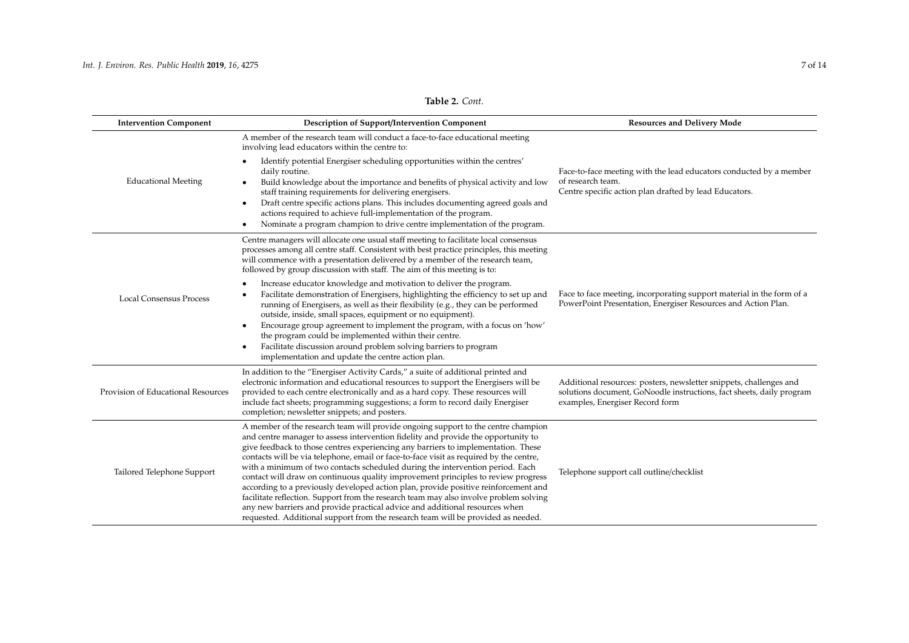**Table 2.** *Cont.*

| Intervention Component | Description of Support/Intervention Component | Resources and Delivery Mode |
| --- | --- | --- |
| Educational Meeting | A member of the research team will conduct a face-to-face educational meeting involving lead educators within the centre to:<br>• Identify potential Energiser scheduling opportunities within the centres' daily routine.<br>• Build knowledge about the importance and benefits of physical activity and low staff training requirements for delivering energisers.<br>• Draft centre specific actions plans. This includes documenting agreed goals and actions required to achieve full-implementation of the program.<br>• Nominate a program champion to drive centre implementation of the program. | Face-to-face meeting with the lead educators conducted by a member of research team.<br>Centre specific action plan drafted by lead Educators. |
| Local Consensus Process | Centre managers will allocate one usual staff meeting to facilitate local consensus processes among all centre staff. Consistent with best practice principles, this meeting will commence with a presentation delivered by a member of the research team, followed by group discussion with staff. The aim of this meeting is to:<br>• Increase educator knowledge and motivation to deliver the program.<br>• Facilitate demonstration of Energisers, highlighting the efficiency to set up and running of Energisers, as well as their flexibility (e.g., they can be performed outside, inside, small spaces, equipment or no equipment).<br>• Encourage group agreement to implement the program, with a focus on 'how' the program could be implemented within their centre.<br>• Facilitate discussion around problem solving barriers to program implementation and update the centre action plan. | Face to face meeting, incorporating support material in the form of a PowerPoint Presentation, Energiser Resources and Action Plan. |
| Provision of Educational Resources | In addition to the "Energiser Activity Cards," a suite of additional printed and electronic information and educational resources to support the Energisers will be provided to each centre electronically and as a hard copy. These resources will include fact sheets; programming suggestions; a form to record daily Energiser completion; newsletter snippets; and posters. | Additional resources: posters, newsletter snippets, challenges and solutions document, GoNoodle instructions, fact sheets, daily program examples, Energiser Record form |
| Tailored Telephone Support | A member of the research team will provide ongoing support to the centre champion and centre manager to assess intervention fidelity and provide the opportunity to give feedback to those centres experiencing any barriers to implementation. These contacts will be via telephone, email or face-to-face visit as required by the centre, with a minimum of two contacts scheduled during the intervention period. Each contact will draw on continuous quality improvement principles to review progress according to a previously developed action plan, provide positive reinforcement and facilitate reflection. Support from the research team may also involve problem solving any new barriers and provide practical advice and additional resources when requested. Additional support from the research team will be provided as needed. | Telephone support call outline/checklist |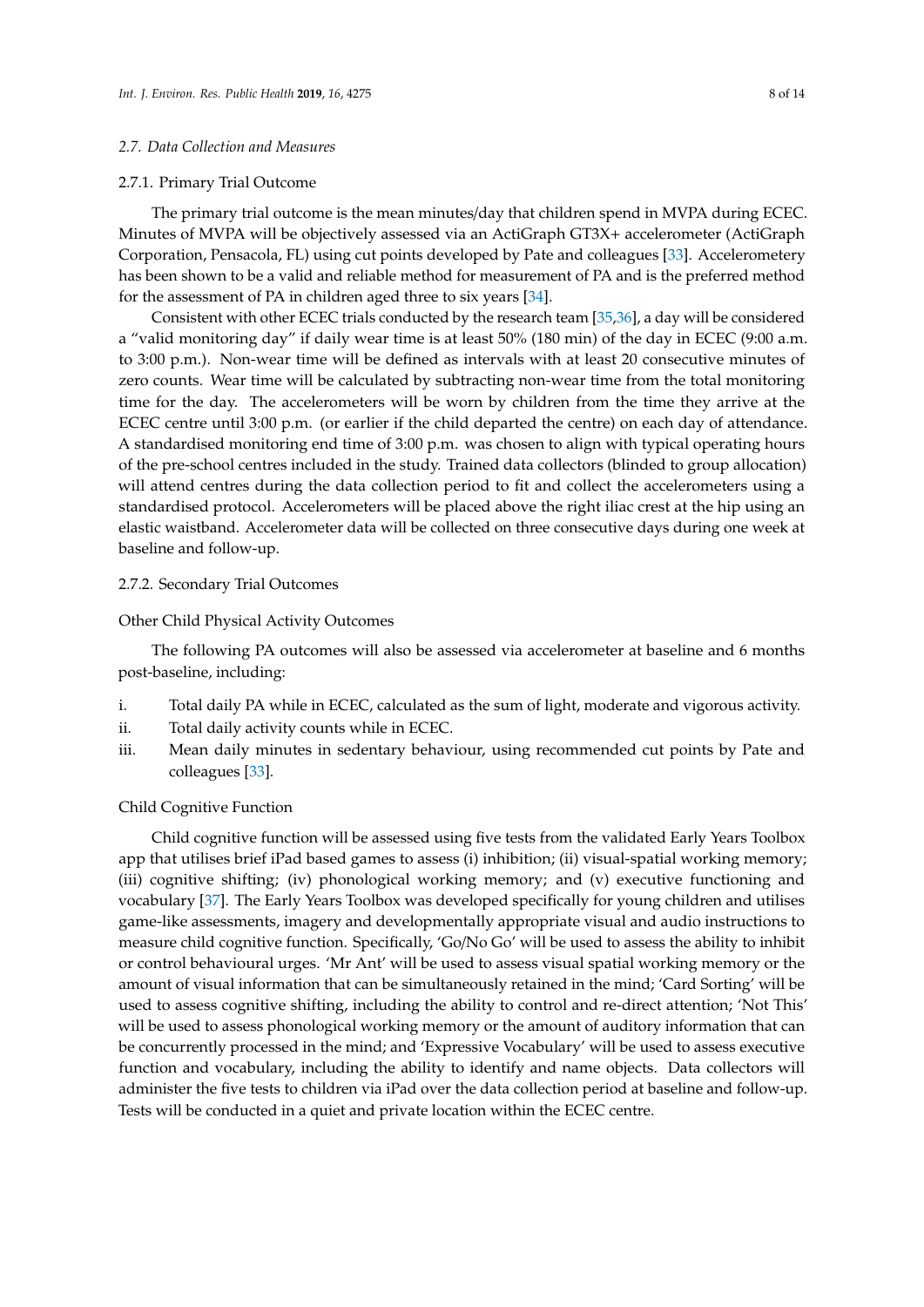### 2.7. Data Collection and Measures

#### 2.7.1. Primary Trial Outcome

The primary trial outcome is the mean minutes/day that children spend in MVPA during ECEC. Minutes of MVPA will be objectively assessed via an ActiGraph GT3X+ accelerometer (ActiGraph Corporation, Pensacola, FL) using cut points developed by Pate and colleagues [33]. Accelerometery has been shown to be a valid and reliable method for measurement of PA and is the preferred method for the assessment of PA in children aged three to six years [34].

Consistent with other ECEC trials conducted by the research team [35,36], a day will be considered a "valid monitoring day" if daily wear time is at least 50% (180 min) of the day in ECEC (9:00 a.m. to 3:00 p.m.). Non-wear time will be defined as intervals with at least 20 consecutive minutes of zero counts. Wear time will be calculated by subtracting non-wear time from the total monitoring time for the day. The accelerometers will be worn by children from the time they arrive at the ECEC centre until 3:00 p.m. (or earlier if the child departed the centre) on each day of attendance. A standardised monitoring end time of 3:00 p.m. was chosen to align with typical operating hours of the pre-school centres included in the study. Trained data collectors (blinded to group allocation) will attend centres during the data collection period to fit and collect the accelerometers using a standardised protocol. Accelerometers will be placed above the right iliac crest at the hip using an elastic waistband. Accelerometer data will be collected on three consecutive days during one week at baseline and follow-up.

#### 2.7.2. Secondary Trial Outcomes

Other Child Physical Activity Outcomes

The following PA outcomes will also be assessed via accelerometer at baseline and 6 months post-baseline, including:

i. Total daily PA while in ECEC, calculated as the sum of light, moderate and vigorous activity.
ii. Total daily activity counts while in ECEC.
iii. Mean daily minutes in sedentary behaviour, using recommended cut points by Pate and colleagues [33].

Child Cognitive Function

Child cognitive function will be assessed using five tests from the validated Early Years Toolbox app that utilises brief iPad based games to assess (i) inhibition; (ii) visual-spatial working memory; (iii) cognitive shifting; (iv) phonological working memory; and (v) executive functioning and vocabulary [37]. The Early Years Toolbox was developed specifically for young children and utilises game-like assessments, imagery and developmentally appropriate visual and audio instructions to measure child cognitive function. Specifically, 'Go/No Go' will be used to assess the ability to inhibit or control behavioural urges. 'Mr Ant' will be used to assess visual spatial working memory or the amount of visual information that can be simultaneously retained in the mind; 'Card Sorting' will be used to assess cognitive shifting, including the ability to control and re-direct attention; 'Not This' will be used to assess phonological working memory or the amount of auditory information that can be concurrently processed in the mind; and 'Expressive Vocabulary' will be used to assess executive function and vocabulary, including the ability to identify and name objects. Data collectors will administer the five tests to children via iPad over the data collection period at baseline and follow-up. Tests will be conducted in a quiet and private location within the ECEC centre.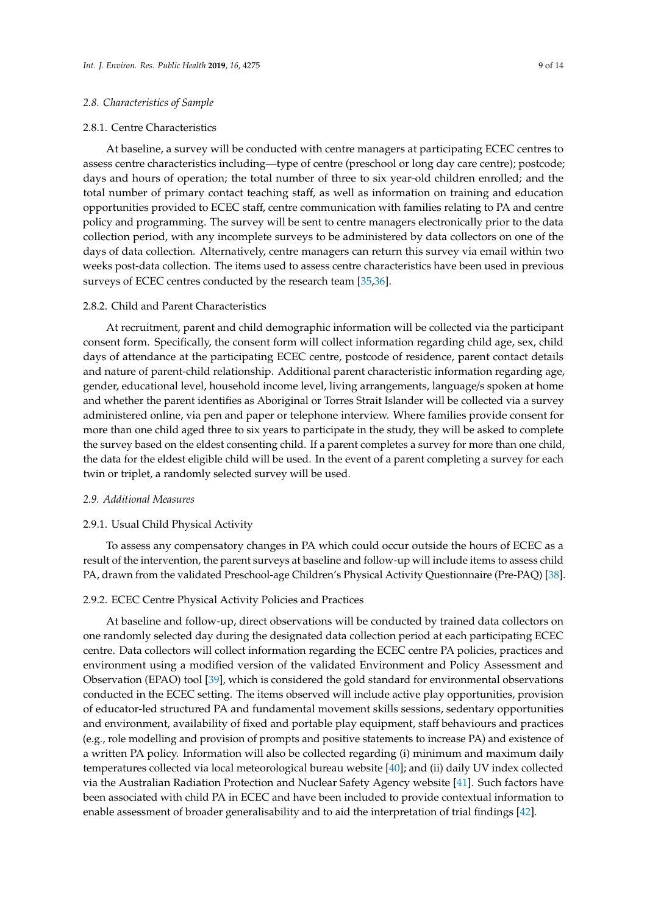### 2.8. Characteristics of Sample

#### 2.8.1. Centre Characteristics

At baseline, a survey will be conducted with centre managers at participating ECEC centres to assess centre characteristics including—type of centre (preschool or long day care centre); postcode; days and hours of operation; the total number of three to six year-old children enrolled; and the total number of primary contact teaching staff, as well as information on training and education opportunities provided to ECEC staff, centre communication with families relating to PA and centre policy and programming. The survey will be sent to centre managers electronically prior to the data collection period, with any incomplete surveys to be administered by data collectors on one of the days of data collection. Alternatively, centre managers can return this survey via email within two weeks post-data collection. The items used to assess centre characteristics have been used in previous surveys of ECEC centres conducted by the research team [35,36].

#### 2.8.2. Child and Parent Characteristics

At recruitment, parent and child demographic information will be collected via the participant consent form. Specifically, the consent form will collect information regarding child age, sex, child days of attendance at the participating ECEC centre, postcode of residence, parent contact details and nature of parent-child relationship. Additional parent characteristic information regarding age, gender, educational level, household income level, living arrangements, language/s spoken at home and whether the parent identifies as Aboriginal or Torres Strait Islander will be collected via a survey administered online, via pen and paper or telephone interview. Where families provide consent for more than one child aged three to six years to participate in the study, they will be asked to complete the survey based on the eldest consenting child. If a parent completes a survey for more than one child, the data for the eldest eligible child will be used. In the event of a parent completing a survey for each twin or triplet, a randomly selected survey will be used.

### 2.9. Additional Measures

#### 2.9.1. Usual Child Physical Activity

To assess any compensatory changes in PA which could occur outside the hours of ECEC as a result of the intervention, the parent surveys at baseline and follow-up will include items to assess child PA, drawn from the validated Preschool-age Children's Physical Activity Questionnaire (Pre-PAQ) [38].

#### 2.9.2. ECEC Centre Physical Activity Policies and Practices

At baseline and follow-up, direct observations will be conducted by trained data collectors on one randomly selected day during the designated data collection period at each participating ECEC centre. Data collectors will collect information regarding the ECEC centre PA policies, practices and environment using a modified version of the validated Environment and Policy Assessment and Observation (EPAO) tool [39], which is considered the gold standard for environmental observations conducted in the ECEC setting. The items observed will include active play opportunities, provision of educator-led structured PA and fundamental movement skills sessions, sedentary opportunities and environment, availability of fixed and portable play equipment, staff behaviours and practices (e.g., role modelling and provision of prompts and positive statements to increase PA) and existence of a written PA policy. Information will also be collected regarding (i) minimum and maximum daily temperatures collected via local meteorological bureau website [40]; and (ii) daily UV index collected via the Australian Radiation Protection and Nuclear Safety Agency website [41]. Such factors have been associated with child PA in ECEC and have been included to provide contextual information to enable assessment of broader generalisability and to aid the interpretation of trial findings [42].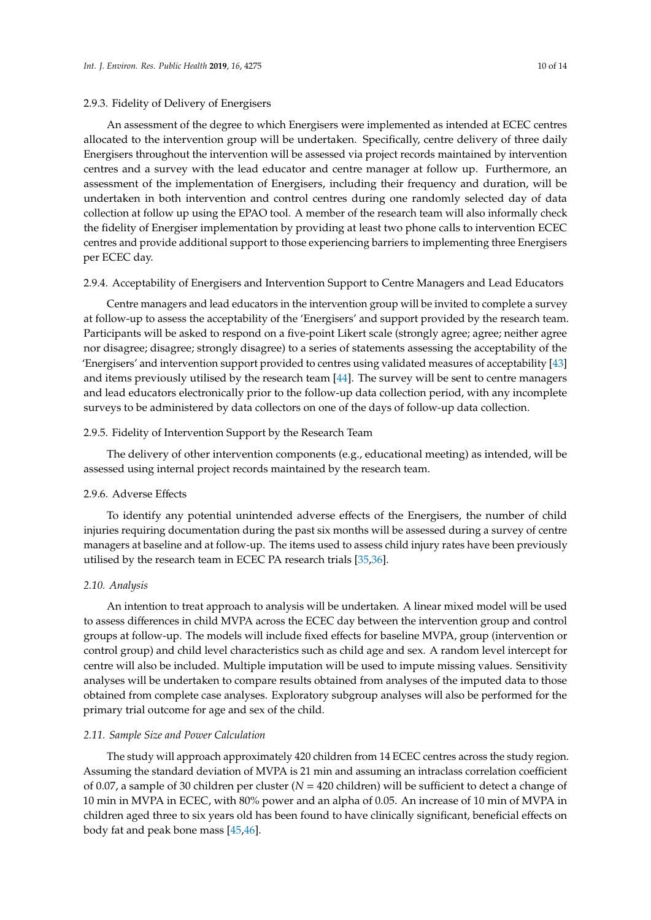#### 2.9.3. Fidelity of Delivery of Energisers

An assessment of the degree to which Energisers were implemented as intended at ECEC centres allocated to the intervention group will be undertaken. Specifically, centre delivery of three daily Energisers throughout the intervention will be assessed via project records maintained by intervention centres and a survey with the lead educator and centre manager at follow up. Furthermore, an assessment of the implementation of Energisers, including their frequency and duration, will be undertaken in both intervention and control centres during one randomly selected day of data collection at follow up using the EPAO tool. A member of the research team will also informally check the fidelity of Energiser implementation by providing at least two phone calls to intervention ECEC centres and provide additional support to those experiencing barriers to implementing three Energisers per ECEC day.

#### 2.9.4. Acceptability of Energisers and Intervention Support to Centre Managers and Lead Educators

Centre managers and lead educators in the intervention group will be invited to complete a survey at follow-up to assess the acceptability of the 'Energisers' and support provided by the research team. Participants will be asked to respond on a five-point Likert scale (strongly agree; agree; neither agree nor disagree; disagree; strongly disagree) to a series of statements assessing the acceptability of the 'Energisers' and intervention support provided to centres using validated measures of acceptability [43] and items previously utilised by the research team [44]. The survey will be sent to centre managers and lead educators electronically prior to the follow-up data collection period, with any incomplete surveys to be administered by data collectors on one of the days of follow-up data collection.

#### 2.9.5. Fidelity of Intervention Support by the Research Team

The delivery of other intervention components (e.g., educational meeting) as intended, will be assessed using internal project records maintained by the research team.

#### 2.9.6. Adverse Effects

To identify any potential unintended adverse effects of the Energisers, the number of child injuries requiring documentation during the past six months will be assessed during a survey of centre managers at baseline and at follow-up. The items used to assess child injury rates have been previously utilised by the research team in ECEC PA research trials [35,36].

### *2.10. Analysis*

An intention to treat approach to analysis will be undertaken. A linear mixed model will be used to assess differences in child MVPA across the ECEC day between the intervention group and control groups at follow-up. The models will include fixed effects for baseline MVPA, group (intervention or control group) and child level characteristics such as child age and sex. A random level intercept for centre will also be included. Multiple imputation will be used to impute missing values. Sensitivity analyses will be undertaken to compare results obtained from analyses of the imputed data to those obtained from complete case analyses. Exploratory subgroup analyses will also be performed for the primary trial outcome for age and sex of the child.

### *2.11. Sample Size and Power Calculation*

The study will approach approximately 420 children from 14 ECEC centres across the study region. Assuming the standard deviation of MVPA is 21 min and assuming an intraclass correlation coefficient of 0.07, a sample of 30 children per cluster ($N = 420$ children) will be sufficient to detect a change of 10 min in MVPA in ECEC, with 80% power and an alpha of 0.05. An increase of 10 min of MVPA in children aged three to six years old has been found to have clinically significant, beneficial effects on body fat and peak bone mass [45,46].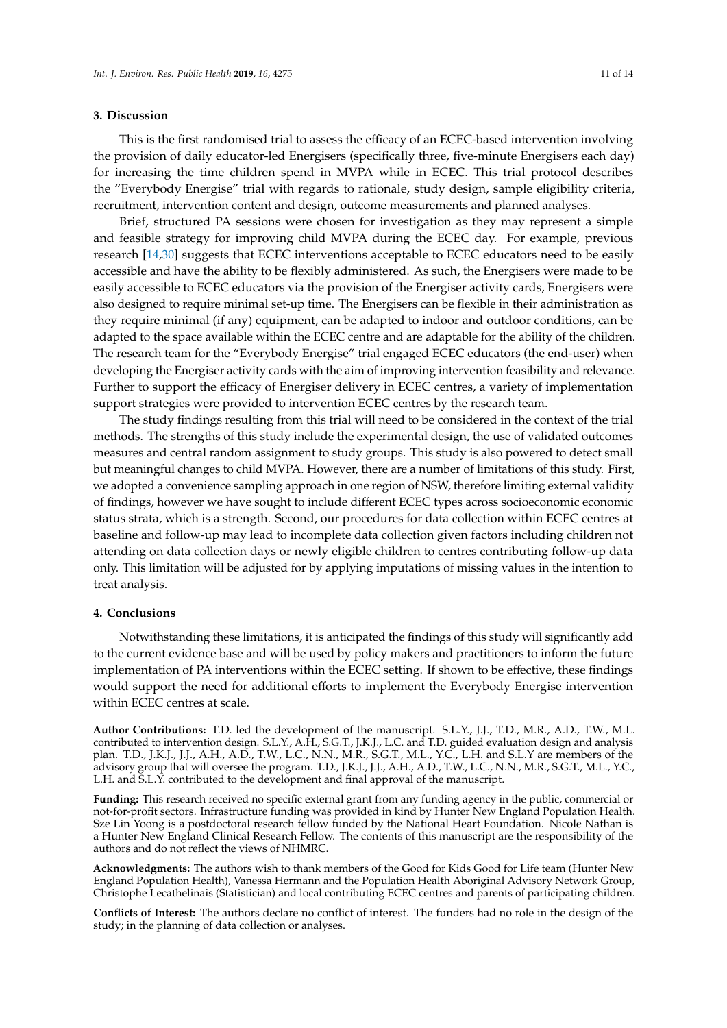## 3. Discussion

This is the first randomised trial to assess the efficacy of an ECEC-based intervention involving the provision of daily educator-led Energisers (specifically three, five-minute Energisers each day) for increasing the time children spend in MVPA while in ECEC. This trial protocol describes the "Everybody Energise" trial with regards to rationale, study design, sample eligibility criteria, recruitment, intervention content and design, outcome measurements and planned analyses.

Brief, structured PA sessions were chosen for investigation as they may represent a simple and feasible strategy for improving child MVPA during the ECEC day. For example, previous research [14,30] suggests that ECEC interventions acceptable to ECEC educators need to be easily accessible and have the ability to be flexibly administered. As such, the Energisers were made to be easily accessible to ECEC educators via the provision of the Energiser activity cards, Energisers were also designed to require minimal set-up time. The Energisers can be flexible in their administration as they require minimal (if any) equipment, can be adapted to indoor and outdoor conditions, can be adapted to the space available within the ECEC centre and are adaptable for the ability of the children. The research team for the "Everybody Energise" trial engaged ECEC educators (the end-user) when developing the Energiser activity cards with the aim of improving intervention feasibility and relevance. Further to support the efficacy of Energiser delivery in ECEC centres, a variety of implementation support strategies were provided to intervention ECEC centres by the research team.

The study findings resulting from this trial will need to be considered in the context of the trial methods. The strengths of this study include the experimental design, the use of validated outcomes measures and central random assignment to study groups. This study is also powered to detect small but meaningful changes to child MVPA. However, there are a number of limitations of this study. First, we adopted a convenience sampling approach in one region of NSW, therefore limiting external validity of findings, however we have sought to include different ECEC types across socioeconomic economic status strata, which is a strength. Second, our procedures for data collection within ECEC centres at baseline and follow-up may lead to incomplete data collection given factors including children not attending on data collection days or newly eligible children to centres contributing follow-up data only. This limitation will be adjusted for by applying imputations of missing values in the intention to treat analysis.

## 4. Conclusions

Notwithstanding these limitations, it is anticipated the findings of this study will significantly add to the current evidence base and will be used by policy makers and practitioners to inform the future implementation of PA interventions within the ECEC setting. If shown to be effective, these findings would support the need for additional efforts to implement the Everybody Energise intervention within ECEC centres at scale.

**Author Contributions:** T.D. led the development of the manuscript. S.L.Y., J.J., T.D., M.R., A.D., T.W., M.L. contributed to intervention design. S.L.Y., A.H., S.G.T., J.K.J., L.C. and T.D. guided evaluation design and analysis plan. T.D., J.K.J., J.J., A.H., A.D., T.W., L.C., N.N., M.R., S.G.T., M.L., Y.C., L.H. and S.L.Y are members of the advisory group that will oversee the program. T.D., J.K.J., J.J., A.H., A.D., T.W., L.C., N.N., M.R., S.G.T., M.L., Y.C., L.H. and S.L.Y. contributed to the development and final approval of the manuscript.

**Funding:** This research received no specific external grant from any funding agency in the public, commercial or not-for-profit sectors. Infrastructure funding was provided in kind by Hunter New England Population Health. Sze Lin Yoong is a postdoctoral research fellow funded by the National Heart Foundation. Nicole Nathan is a Hunter New England Clinical Research Fellow. The contents of this manuscript are the responsibility of the authors and do not reflect the views of NHMRC.

**Acknowledgments:** The authors wish to thank members of the Good for Kids Good for Life team (Hunter New England Population Health), Vanessa Hermann and the Population Health Aboriginal Advisory Network Group, Christophe Lecathelinais (Statistician) and local contributing ECEC centres and parents of participating children.

**Conflicts of Interest:** The authors declare no conflict of interest. The funders had no role in the design of the study; in the planning of data collection or analyses.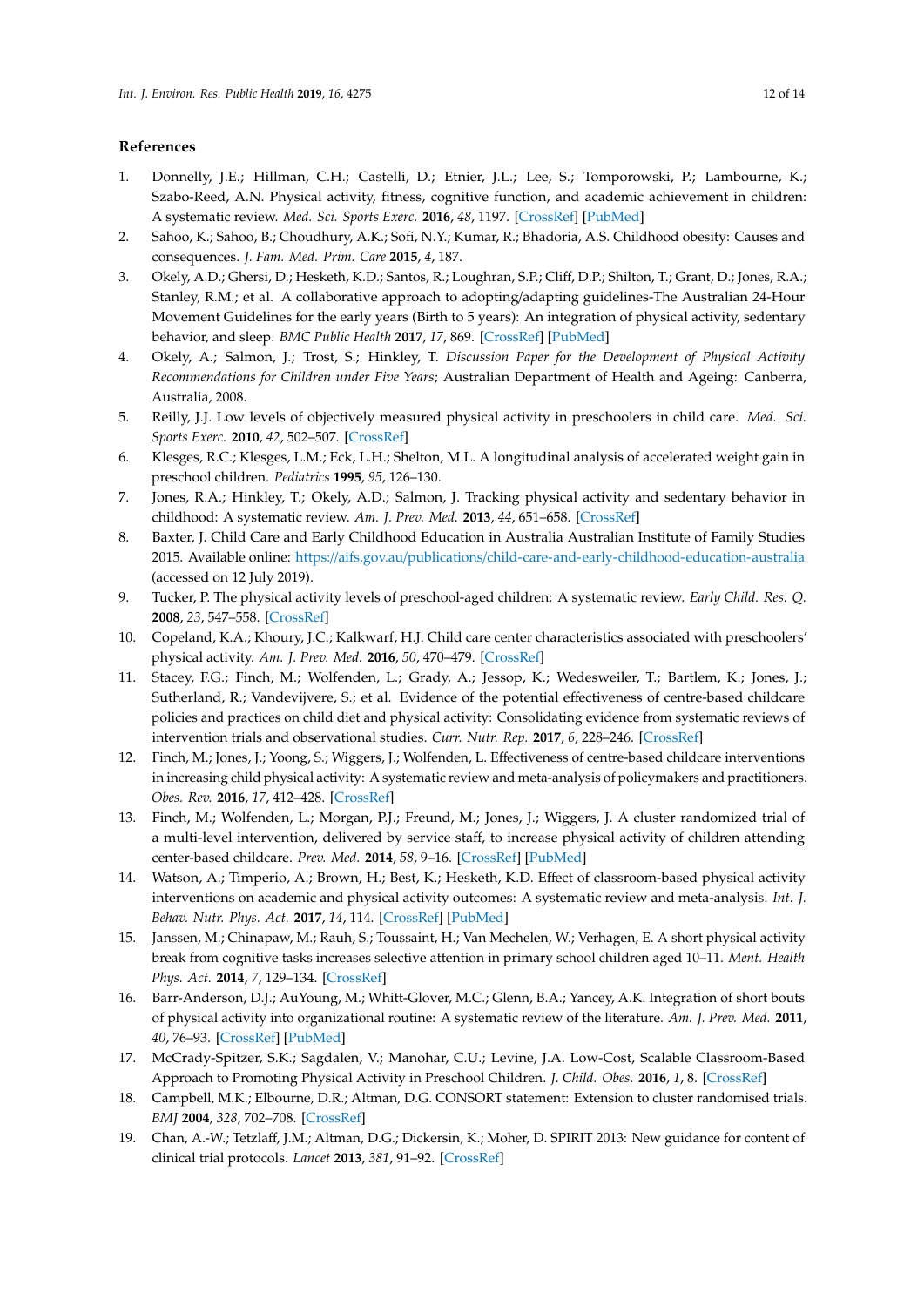## References

1. Donnelly, J.E.; Hillman, C.H.; Castelli, D.; Etnier, J.L.; Lee, S.; Tomporowski, P.; Lambourne, K.; Szabo-Reed, A.N. Physical activity, fitness, cognitive function, and academic achievement in children: A systematic review. *Med. Sci. Sports Exerc.* **2016**, *48*, 1197. [CrossRef] [PubMed]
2. Sahoo, K.; Sahoo, B.; Choudhury, A.K.; Sofi, N.Y.; Kumar, R.; Bhadoria, A.S. Childhood obesity: Causes and consequences. *J. Fam. Med. Prim. Care* **2015**, *4*, 187.
3. Okely, A.D.; Ghersi, D.; Hesketh, K.D.; Santos, R.; Loughran, S.P.; Cliff, D.P.; Shilton, T.; Grant, D.; Jones, R.A.; Stanley, R.M.; et al. A collaborative approach to adopting/adapting guidelines-The Australian 24-Hour Movement Guidelines for the early years (Birth to 5 years): An integration of physical activity, sedentary behavior, and sleep. *BMC Public Health* **2017**, *17*, 869. [CrossRef] [PubMed]
4. Okely, A.; Salmon, J.; Trost, S.; Hinkley, T. *Discussion Paper for the Development of Physical Activity Recommendations for Children under Five Years*; Australian Department of Health and Ageing: Canberra, Australia, 2008.
5. Reilly, J.J. Low levels of objectively measured physical activity in preschoolers in child care. *Med. Sci. Sports Exerc.* **2010**, *42*, 502–507. [CrossRef]
6. Klesges, R.C.; Klesges, L.M.; Eck, L.H.; Shelton, M.L. A longitudinal analysis of accelerated weight gain in preschool children. *Pediatrics* **1995**, *95*, 126–130.
7. Jones, R.A.; Hinkley, T.; Okely, A.D.; Salmon, J. Tracking physical activity and sedentary behavior in childhood: A systematic review. *Am. J. Prev. Med.* **2013**, *44*, 651–658. [CrossRef]
8. Baxter, J. Child Care and Early Childhood Education in Australia Australian Institute of Family Studies 2015. Available online: https://aifs.gov.au/publications/child-care-and-early-childhood-education-australia (accessed on 12 July 2019).
9. Tucker, P. The physical activity levels of preschool-aged children: A systematic review. *Early Child. Res. Q.* **2008**, *23*, 547–558. [CrossRef]
10. Copeland, K.A.; Khoury, J.C.; Kalkwarf, H.J. Child care center characteristics associated with preschoolers' physical activity. *Am. J. Prev. Med.* **2016**, *50*, 470–479. [CrossRef]
11. Stacey, F.G.; Finch, M.; Wolfenden, L.; Grady, A.; Jessop, K.; Wedesweiler, T.; Bartlem, K.; Jones, J.; Sutherland, R.; Vandevijvere, S.; et al. Evidence of the potential effectiveness of centre-based childcare policies and practices on child diet and physical activity: Consolidating evidence from systematic reviews of intervention trials and observational studies. *Curr. Nutr. Rep.* **2017**, *6*, 228–246. [CrossRef]
12. Finch, M.; Jones, J.; Yoong, S.; Wiggers, J.; Wolfenden, L. Effectiveness of centre-based childcare interventions in increasing child physical activity: A systematic review and meta-analysis of policymakers and practitioners. *Obes. Rev.* **2016**, *17*, 412–428. [CrossRef]
13. Finch, M.; Wolfenden, L.; Morgan, P.J.; Freund, M.; Jones, J.; Wiggers, J. A cluster randomized trial of a multi-level intervention, delivered by service staff, to increase physical activity of children attending center-based childcare. *Prev. Med.* **2014**, *58*, 9–16. [CrossRef] [PubMed]
14. Watson, A.; Timperio, A.; Brown, H.; Best, K.; Hesketh, K.D. Effect of classroom-based physical activity interventions on academic and physical activity outcomes: A systematic review and meta-analysis. *Int. J. Behav. Nutr. Phys. Act.* **2017**, *14*, 114. [CrossRef] [PubMed]
15. Janssen, M.; Chinapaw, M.; Rauh, S.; Toussaint, H.; Van Mechelen, W.; Verhagen, E. A short physical activity break from cognitive tasks increases selective attention in primary school children aged 10–11. *Ment. Health Phys. Act.* **2014**, *7*, 129–134. [CrossRef]
16. Barr-Anderson, D.J.; AuYoung, M.; Whitt-Glover, M.C.; Glenn, B.A.; Yancey, A.K. Integration of short bouts of physical activity into organizational routine: A systematic review of the literature. *Am. J. Prev. Med.* **2011**, *40*, 76–93. [CrossRef] [PubMed]
17. McCrady-Spitzer, S.K.; Sagdalen, V.; Manohar, C.U.; Levine, J.A. Low-Cost, Scalable Classroom-Based Approach to Promoting Physical Activity in Preschool Children. *J. Child. Obes.* **2016**, *1*, 8. [CrossRef]
18. Campbell, M.K.; Elbourne, D.R.; Altman, D.G. CONSORT statement: Extension to cluster randomised trials. *BMJ* **2004**, *328*, 702–708. [CrossRef]
19. Chan, A.-W.; Tetzlaff, J.M.; Altman, D.G.; Dickersin, K.; Moher, D. SPIRIT 2013: New guidance for content of clinical trial protocols. *Lancet* **2013**, *381*, 91–92. [CrossRef]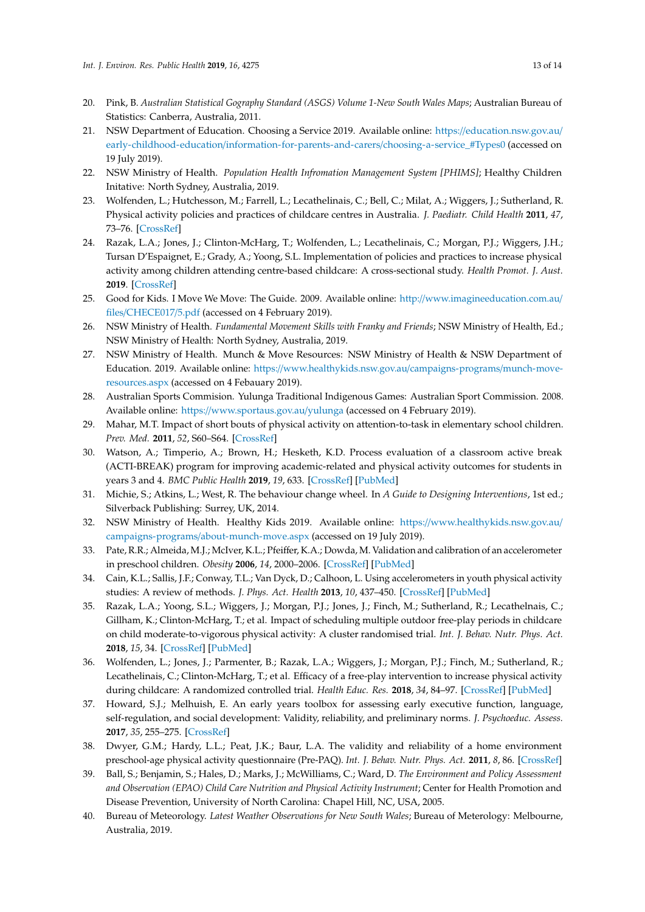20. Pink, B. *Australian Statistical Gography Standard (ASGS) Volume 1-New South Wales Maps*; Australian Bureau of Statistics: Canberra, Australia, 2011.
21. NSW Department of Education. Choosing a Service 2019. Available online: https://education.nsw.gov.au/early-childhood-education/information-for-parents-and-carers/choosing-a-service_#Types0 (accessed on 19 July 2019).
22. NSW Ministry of Health. *Population Health Infromation Management System [PHIMS]*; Healthy Children Initative: North Sydney, Australia, 2019.
23. Wolfenden, L.; Hutchesson, M.; Farrell, L.; Lecathelinais, C.; Bell, C.; Milat, A.; Wiggers, J.; Sutherland, R. Physical activity policies and practices of childcare centres in Australia. *J. Paediatr. Child Health* **2011**, *47*, 73–76. [CrossRef]
24. Razak, L.A.; Jones, J.; Clinton-McHarg, T.; Wolfenden, L.; Lecathelinais, C.; Morgan, P.J.; Wiggers, J.H.; Tursan D'Espaignet, E.; Grady, A.; Yoong, S.L. Implementation of policies and practices to increase physical activity among children attending centre-based childcare: A cross-sectional study. *Health Promot. J. Aust.* **2019**. [CrossRef]
25. Good for Kids. I Move We Move: The Guide. 2009. Available online: http://www.imagineeducation.com.au/files/CHECE017/5.pdf (accessed on 4 February 2019).
26. NSW Ministry of Health. *Fundamental Movement Skills with Franky and Friends*; NSW Ministry of Health, Ed.; NSW Ministry of Health: North Sydney, Australia, 2019.
27. NSW Ministry of Health. Munch & Move Resources: NSW Ministry of Health & NSW Department of Education. 2019. Available online: https://www.healthykids.nsw.gov.au/campaigns-programs/munch-move-resources.aspx (accessed on 4 Febauary 2019).
28. Australian Sports Commision. Yulunga Traditional Indigenous Games: Australian Sport Commission. 2008. Available online: https://www.sportaus.gov.au/yulunga (accessed on 4 February 2019).
29. Mahar, M.T. Impact of short bouts of physical activity on attention-to-task in elementary school children. *Prev. Med.* **2011**, *52*, S60–S64. [CrossRef]
30. Watson, A.; Timperio, A.; Brown, H.; Hesketh, K.D. Process evaluation of a classroom active break (ACTI-BREAK) program for improving academic-related and physical activity outcomes for students in years 3 and 4. *BMC Public Health* **2019**, *19*, 633. [CrossRef] [PubMed]
31. Michie, S.; Atkins, L.; West, R. The behaviour change wheel. In *A Guide to Designing Interventions*, 1st ed.; Silverback Publishing: Surrey, UK, 2014.
32. NSW Ministry of Health. Healthy Kids 2019. Available online: https://www.healthykids.nsw.gov.au/campaigns-programs/about-munch-move.aspx (accessed on 19 July 2019).
33. Pate, R.R.; Almeida, M.J.; McIver, K.L.; Pfeiffer, K.A.; Dowda, M. Validation and calibration of an accelerometer in preschool children. *Obesity* **2006**, *14*, 2000–2006. [CrossRef] [PubMed]
34. Cain, K.L.; Sallis, J.F.; Conway, T.L.; Van Dyck, D.; Calhoon, L. Using accelerometers in youth physical activity studies: A review of methods. *J. Phys. Act. Health* **2013**, *10*, 437–450. [CrossRef] [PubMed]
35. Razak, L.A.; Yoong, S.L.; Wiggers, J.; Morgan, P.J.; Jones, J.; Finch, M.; Sutherland, R.; Lecathelnais, C.; Gillham, K.; Clinton-McHarg, T.; et al. Impact of scheduling multiple outdoor free-play periods in childcare on child moderate-to-vigorous physical activity: A cluster randomised trial. *Int. J. Behav. Nutr. Phys. Act.* **2018**, *15*, 34. [CrossRef] [PubMed]
36. Wolfenden, L.; Jones, J.; Parmenter, B.; Razak, L.A.; Wiggers, J.; Morgan, P.J.; Finch, M.; Sutherland, R.; Lecathelinais, C.; Clinton-McHarg, T.; et al. Efficacy of a free-play intervention to increase physical activity during childcare: A randomized controlled trial. *Health Educ. Res.* **2018**, *34*, 84–97. [CrossRef] [PubMed]
37. Howard, S.J.; Melhuish, E. An early years toolbox for assessing early executive function, language, self-regulation, and social development: Validity, reliability, and preliminary norms. *J. Psychoeduc. Assess.* **2017**, *35*, 255–275. [CrossRef]
38. Dwyer, G.M.; Hardy, L.L.; Peat, J.K.; Baur, L.A. The validity and reliability of a home environment preschool-age physical activity questionnaire (Pre-PAQ). *Int. J. Behav. Nutr. Phys. Act.* **2011**, *8*, 86. [CrossRef]
39. Ball, S.; Benjamin, S.; Hales, D.; Marks, J.; McWilliams, C.; Ward, D. *The Environment and Policy Assessment and Observation (EPAO) Child Care Nutrition and Physical Activity Instrument*; Center for Health Promotion and Disease Prevention, University of North Carolina: Chapel Hill, NC, USA, 2005.
40. Bureau of Meteorology. *Latest Weather Observations for New South Wales*; Bureau of Meterology: Melbourne, Australia, 2019.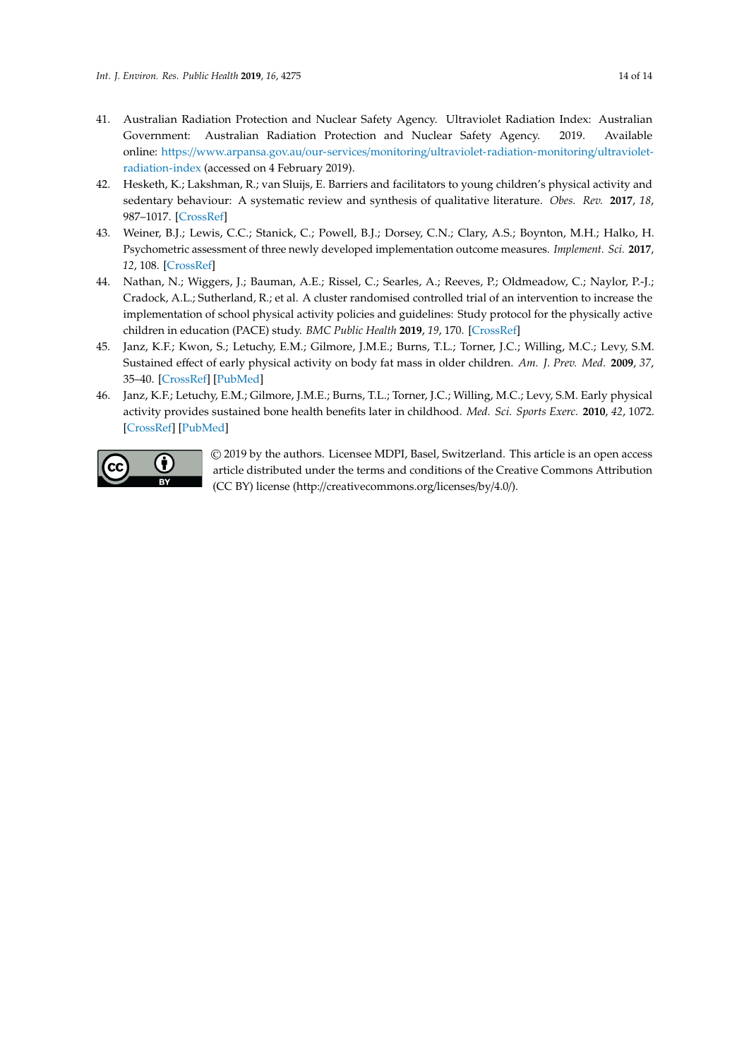41. Australian Radiation Protection and Nuclear Safety Agency. Ultraviolet Radiation Index: Australian Government: Australian Radiation Protection and Nuclear Safety Agency. 2019. Available online: https://www.arpansa.gov.au/our-services/monitoring/ultraviolet-radiation-monitoring/ultraviolet-radiation-index (accessed on 4 February 2019).
42. Hesketh, K.; Lakshman, R.; van Sluijs, E. Barriers and facilitators to young children's physical activity and sedentary behaviour: A systematic review and synthesis of qualitative literature. *Obes. Rev.* **2017**, *18*, 987–1017. [CrossRef]
43. Weiner, B.J.; Lewis, C.C.; Stanick, C.; Powell, B.J.; Dorsey, C.N.; Clary, A.S.; Boynton, M.H.; Halko, H. Psychometric assessment of three newly developed implementation outcome measures. *Implement. Sci.* **2017**, *12*, 108. [CrossRef]
44. Nathan, N.; Wiggers, J.; Bauman, A.E.; Rissel, C.; Searles, A.; Reeves, P.; Oldmeadow, C.; Naylor, P.-J.; Cradock, A.L.; Sutherland, R.; et al. A cluster randomised controlled trial of an intervention to increase the implementation of school physical activity policies and guidelines: Study protocol for the physically active children in education (PACE) study. *BMC Public Health* **2019**, *19*, 170. [CrossRef]
45. Janz, K.F.; Kwon, S.; Letuchy, E.M.; Gilmore, J.M.E.; Burns, T.L.; Torner, J.C.; Willing, M.C.; Levy, S.M. Sustained effect of early physical activity on body fat mass in older children. *Am. J. Prev. Med.* **2009**, *37*, 35–40. [CrossRef] [PubMed]
46. Janz, K.F.; Letuchy, E.M.; Gilmore, J.M.E.; Burns, T.L.; Torner, J.C.; Willing, M.C.; Levy, S.M. Early physical activity provides sustained bone health benefits later in childhood. *Med. Sci. Sports Exerc.* **2010**, *42*, 1072. [CrossRef] [PubMed]

© 2019 by the authors. Licensee MDPI, Basel, Switzerland. This article is an open access article distributed under the terms and conditions of the Creative Commons Attribution (CC BY) license (http://creativecommons.org/licenses/by/4.0/).